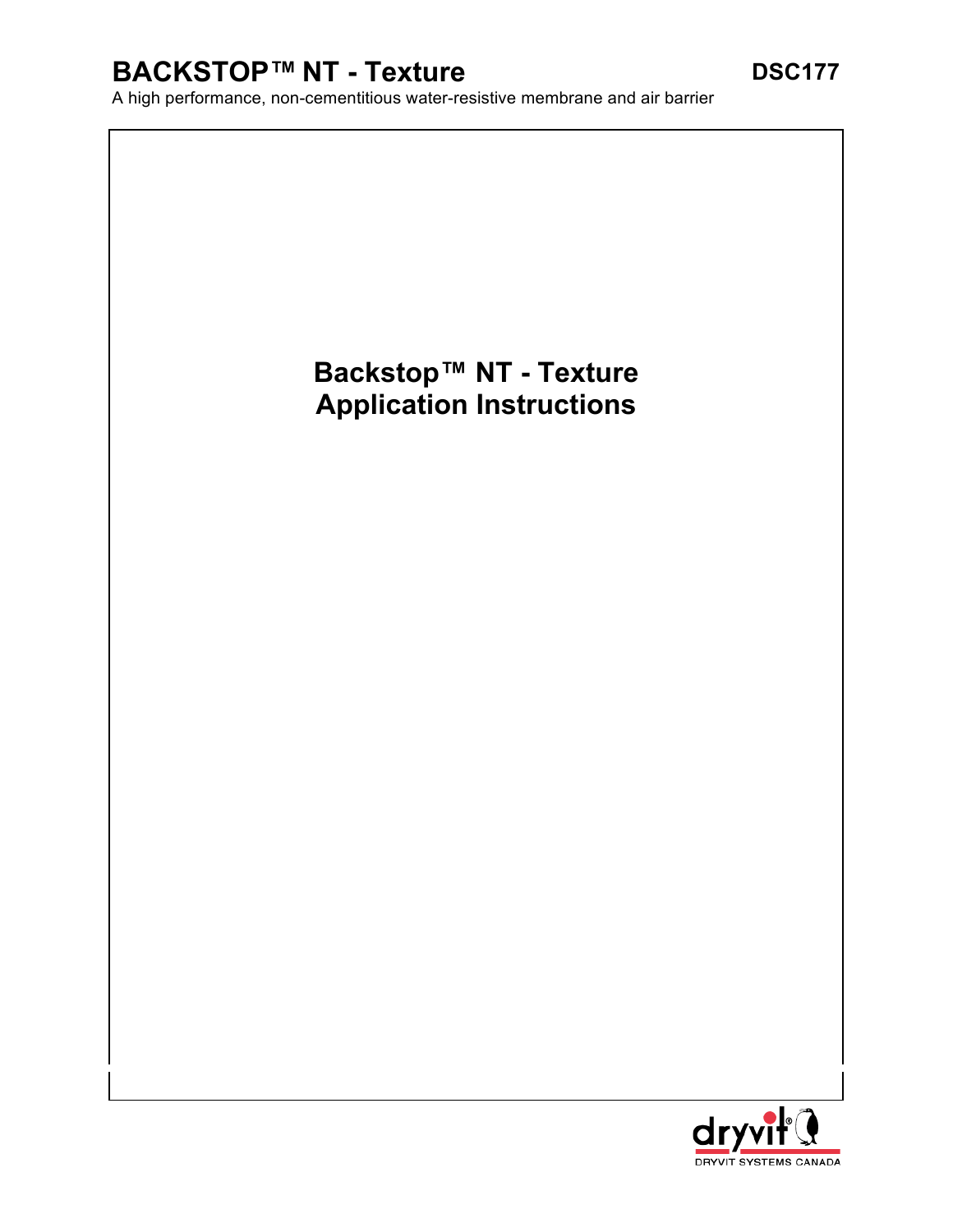# BACKSTOP™ NT - Texture

**DSC177**

A high performance, non-cementitious water-resistive membrane and air barrier

## Backstop™ NT - Texture Application Instructions

DRYVIT SYSTEMS CANADA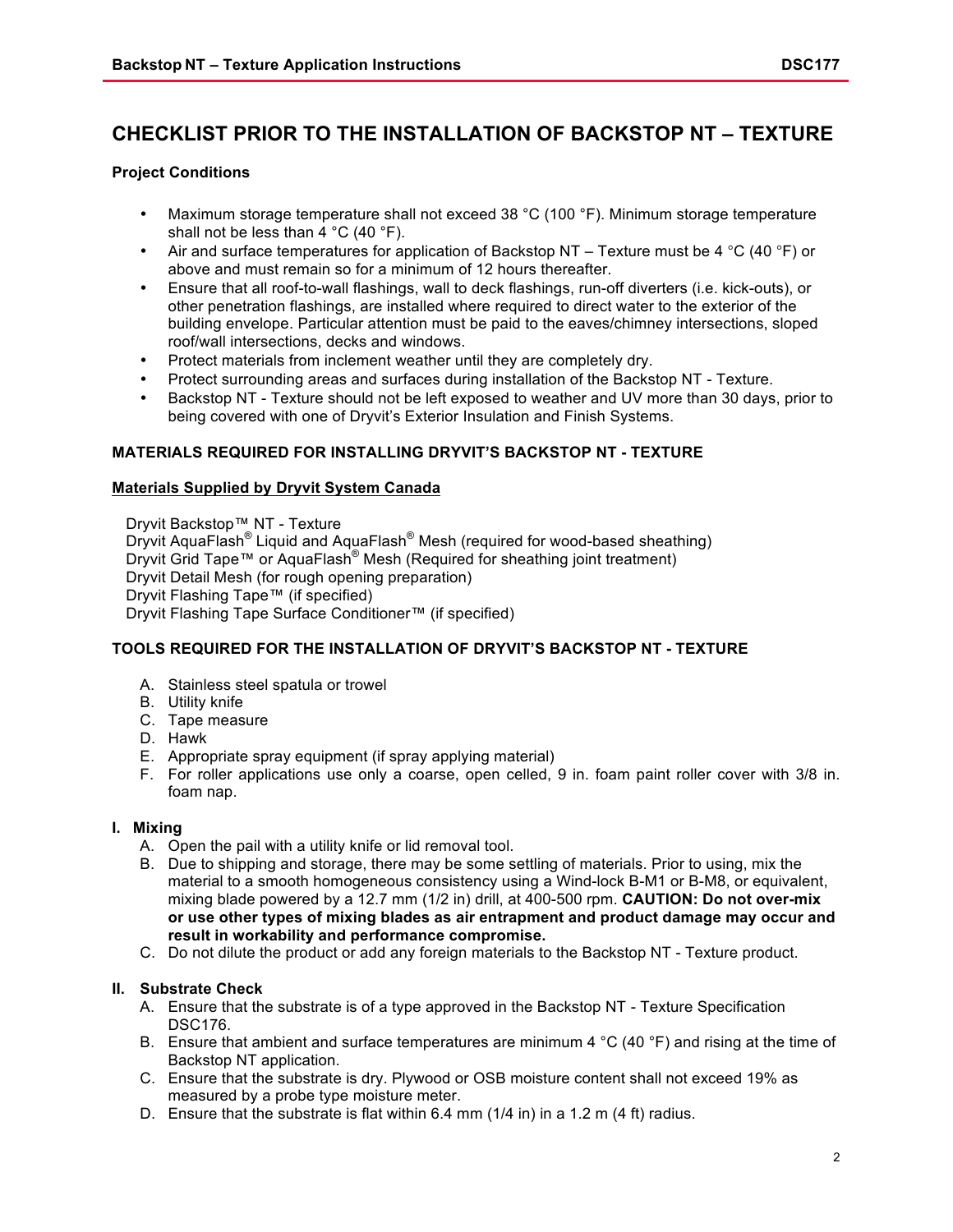## CHECKLIST PRIOR TO THE INSTALLATION OF BACKSTOP NT – TEXTURE

**Project Conditions**

- Maximum storage temperature shall not exceed 38 °C (100 °F). Minimum storage temperature shall not be less than 4 °C (40 °F).
- Air and surface temperatures for application of Backstop NT – Texture must be 4 °C (40 °F) or above and must remain so for a minimum of 12 hours thereafter.
- Ensure that all roof-to-wall flashings, wall to deck flashings, run-off diverters (i.e. kick-outs), or other penetration flashings, are installed where required to direct water to the exterior of the building envelope. Particular attention must be paid to the eaves/chimney intersections, sloped roof/wall intersections, decks and windows.
- Protect materials from inclement weather until they are completely dry.
- Protect surrounding areas and surfaces during installation of the Backstop NT - Texture.
- Backstop NT - Texture should not be left exposed to weather and UV more than 30 days, prior to being covered with one of Dryvit's Exterior Insulation and Finish Systems.

**MATERIALS REQUIRED FOR INSTALLING DRYVIT'S BACKSTOP NT - TEXTURE**

**Materials Supplied by Dryvit System Canada**

Dryvit Backstop™ NT - Texture
Dryvit AquaFlash® Liquid and AquaFlash® Mesh (required for wood-based sheathing)
Dryvit Grid Tape™ or AquaFlash® Mesh (Required for sheathing joint treatment)
Dryvit Detail Mesh (for rough opening preparation)
Dryvit Flashing Tape™ (if specified)
Dryvit Flashing Tape Surface Conditioner™ (if specified)

**TOOLS REQUIRED FOR THE INSTALLATION OF DRYVIT'S BACKSTOP NT - TEXTURE**

A. Stainless steel spatula or trowel
B. Utility knife
C. Tape measure
D. Hawk
E. Appropriate spray equipment (if spray applying material)
F. For roller applications use only a coarse, open celled, 9 in. foam paint roller cover with 3/8 in. foam nap.

**I. Mixing**

A. Open the pail with a utility knife or lid removal tool.
B. Due to shipping and storage, there may be some settling of materials. Prior to using, mix the material to a smooth homogeneous consistency using a Wind-lock B-M1 or B-M8, or equivalent, mixing blade powered by a 12.7 mm (1/2 in) drill, at 400-500 rpm. **CAUTION: Do not over-mix or use other types of mixing blades as air entrapment and product damage may occur and result in workability and performance compromise.**
C. Do not dilute the product or add any foreign materials to the Backstop NT - Texture product.

**II. Substrate Check**

A. Ensure that the substrate is of a type approved in the Backstop NT - Texture Specification DSC176.
B. Ensure that ambient and surface temperatures are minimum 4 °C (40 °F) and rising at the time of Backstop NT application.
C. Ensure that the substrate is dry. Plywood or OSB moisture content shall not exceed 19% as measured by a probe type moisture meter.
D. Ensure that the substrate is flat within 6.4 mm (1/4 in) in a 1.2 m (4 ft) radius.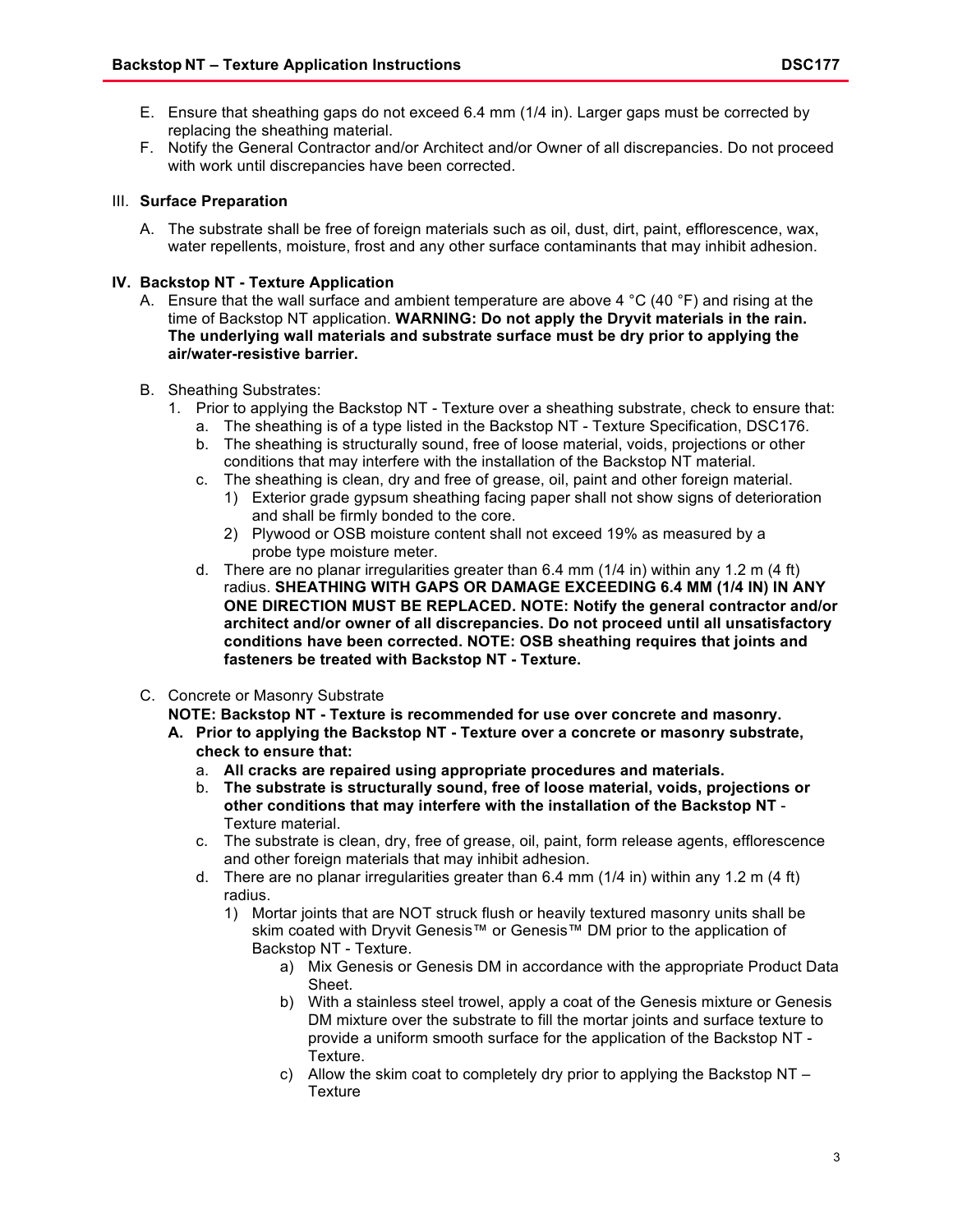E. Ensure that sheathing gaps do not exceed 6.4 mm (1/4 in). Larger gaps must be corrected by replacing the sheathing material.

F. Notify the General Contractor and/or Architect and/or Owner of all discrepancies. Do not proceed with work until discrepancies have been corrected.

III. **Surface Preparation**

A. The substrate shall be free of foreign materials such as oil, dust, dirt, paint, efflorescence, wax, water repellents, moisture, frost and any other surface contaminants that may inhibit adhesion.

**IV. Backstop NT - Texture Application**

A. Ensure that the wall surface and ambient temperature are above 4 °C (40 °F) and rising at the time of Backstop NT application. **WARNING: Do not apply the Dryvit materials in the rain. The underlying wall materials and substrate surface must be dry prior to applying the air/water-resistive barrier.**

B. Sheathing Substrates:

1. Prior to applying the Backstop NT - Texture over a sheathing substrate, check to ensure that:
   a. The sheathing is of a type listed in the Backstop NT - Texture Specification, DSC176.
   b. The sheathing is structurally sound, free of loose material, voids, projections or other conditions that may interfere with the installation of the Backstop NT material.
   c. The sheathing is clean, dry and free of grease, oil, paint and other foreign material.
      1) Exterior grade gypsum sheathing facing paper shall not show signs of deterioration and shall be firmly bonded to the core.
      2) Plywood or OSB moisture content shall not exceed 19% as measured by a probe type moisture meter.
   d. There are no planar irregularities greater than 6.4 mm (1/4 in) within any 1.2 m (4 ft) radius. **SHEATHING WITH GAPS OR DAMAGE EXCEEDING 6.4 MM (1/4 IN) IN ANY ONE DIRECTION MUST BE REPLACED. NOTE: Notify the general contractor and/or architect and/or owner of all discrepancies. Do not proceed until all unsatisfactory conditions have been corrected. NOTE: OSB sheathing requires that joints and fasteners be treated with Backstop NT - Texture.**

C. Concrete or Masonry Substrate

**NOTE: Backstop NT - Texture is recommended for use over concrete and masonry.**

**A. Prior to applying the Backstop NT - Texture over a concrete or masonry substrate, check to ensure that:**
   a. **All cracks are repaired using appropriate procedures and materials.**
   b. **The substrate is structurally sound, free of loose material, voids, projections or other conditions that may interfere with the installation of the Backstop NT** - Texture material.
   c. The substrate is clean, dry, free of grease, oil, paint, form release agents, efflorescence and other foreign materials that may inhibit adhesion.
   d. There are no planar irregularities greater than 6.4 mm (1/4 in) within any 1.2 m (4 ft) radius.
      1) Mortar joints that are NOT struck flush or heavily textured masonry units shall be skim coated with Dryvit Genesis™ or Genesis™ DM prior to the application of Backstop NT - Texture.
         a) Mix Genesis or Genesis DM in accordance with the appropriate Product Data Sheet.
         b) With a stainless steel trowel, apply a coat of the Genesis mixture or Genesis DM mixture over the substrate to fill the mortar joints and surface texture to provide a uniform smooth surface for the application of the Backstop NT - Texture.
         c) Allow the skim coat to completely dry prior to applying the Backstop NT – Texture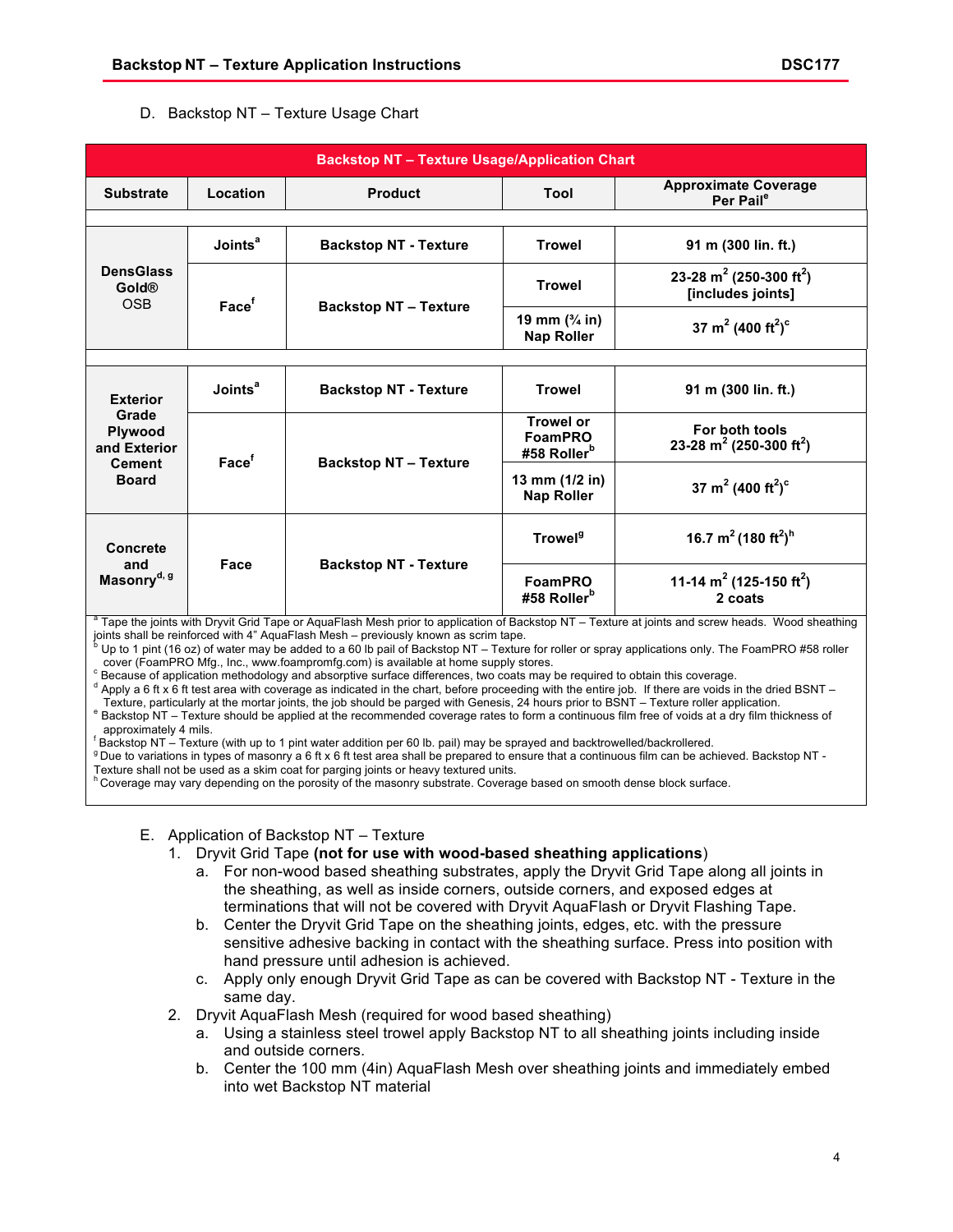D. Backstop NT – Texture Usage Chart

| Backstop NT – Texture Usage/Application Chart | | | | |
|---|---|---|---|---|
| **Substrate** | **Location** | **Product** | **Tool** | **Approximate Coverage Per Pail[e]** |
| **DensGlass Gold®** OSB | **Joints[a]** | **Backstop NT - Texture** | **Trowel** | **91 m (300 lin. ft.)** |
| | **Face[f]** | **Backstop NT – Texture** | **Trowel** | **23-28 m$^2$ (250-300 ft$^2$) [includes joints]** |
| | | | **19 mm (¾ in) Nap Roller** | **37 m$^2$ (400 ft$^2$)[c]** |
| **Exterior Grade Plywood and Exterior Cement Board** | **Joints[a]** | **Backstop NT - Texture** | **Trowel** | **91 m (300 lin. ft.)** |
| | **Face[f]** | **Backstop NT – Texture** | **Trowel or FoamPRO #58 Roller[b]** | **For both tools 23-28 m$^2$ (250-300 ft$^2$)** |
| | | | **13 mm (1/2 in) Nap Roller** | **37 m$^2$ (400 ft$^2$)[c]** |
| **Concrete and Masonry[d, g]** | **Face** | **Backstop NT - Texture** | **Trowel[g]** | **16.7 m$^2$ (180 ft$^2$)[h]** |
| | | | **FoamPRO #58 Roller[b]** | **11-14 m$^2$ (125-150 ft$^2$) 2 coats** |

[a] Tape the joints with Dryvit Grid Tape or AquaFlash Mesh prior to application of Backstop NT – Texture at joints and screw heads. Wood sheathing joints shall be reinforced with 4" AquaFlash Mesh – previously known as scrim tape.
[b] Up to 1 pint (16 oz) of water may be added to a 60 lb pail of Backstop NT – Texture for roller or spray applications only. The FoamPRO #58 roller cover (FoamPRO Mfg., Inc., www.foampromfg.com) is available at home supply stores.
[c] Because of application methodology and absorptive surface differences, two coats may be required to obtain this coverage.
[d] Apply a 6 ft x 6 ft test area with coverage as indicated in the chart, before proceeding with the entire job. If there are voids in the dried BSNT – Texture, particularly at the mortar joints, the job should be parged with Genesis, 24 hours prior to BSNT – Texture roller application.
[e] Backstop NT – Texture should be applied at the recommended coverage rates to form a continuous film free of voids at a dry film thickness of approximately 4 mils.
[f] Backstop NT – Texture (with up to 1 pint water addition per 60 lb. pail) may be sprayed and backtrowelled/backrollered.
[g] Due to variations in types of masonry a 6 ft x 6 ft test area shall be prepared to ensure that a continuous film can be achieved. Backstop NT - Texture shall not be used as a skim coat for parging joints or heavy textured units.
[h] Coverage may vary depending on the porosity of the masonry substrate. Coverage based on smooth dense block surface.

E. Application of Backstop NT – Texture

1. Dryvit Grid Tape **(not for use with wood-based sheathing applications)**
   a. For non-wood based sheathing substrates, apply the Dryvit Grid Tape along all joints in the sheathing, as well as inside corners, outside corners, and exposed edges at terminations that will not be covered with Dryvit AquaFlash or Dryvit Flashing Tape.
   b. Center the Dryvit Grid Tape on the sheathing joints, edges, etc. with the pressure sensitive adhesive backing in contact with the sheathing surface. Press into position with hand pressure until adhesion is achieved.
   c. Apply only enough Dryvit Grid Tape as can be covered with Backstop NT - Texture in the same day.
2. Dryvit AquaFlash Mesh (required for wood based sheathing)
   a. Using a stainless steel trowel apply Backstop NT to all sheathing joints including inside and outside corners.
   b. Center the 100 mm (4in) AquaFlash Mesh over sheathing joints and immediately embed into wet Backstop NT material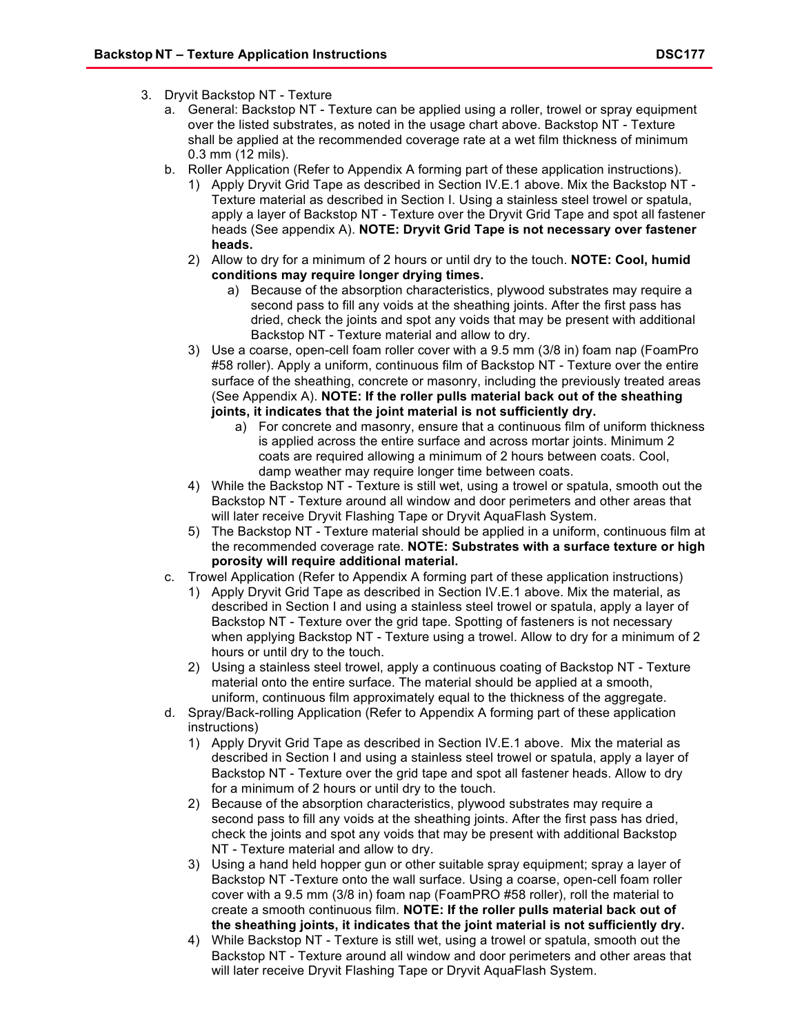3. Dryvit Backstop NT - Texture
   a. General: Backstop NT - Texture can be applied using a roller, trowel or spray equipment over the listed substrates, as noted in the usage chart above. Backstop NT - Texture shall be applied at the recommended coverage rate at a wet film thickness of minimum 0.3 mm (12 mils).
   b. Roller Application (Refer to Appendix A forming part of these application instructions).
      1) Apply Dryvit Grid Tape as described in Section IV.E.1 above. Mix the Backstop NT - Texture material as described in Section I. Using a stainless steel trowel or spatula, apply a layer of Backstop NT - Texture over the Dryvit Grid Tape and spot all fastener heads (See appendix A). **NOTE: Dryvit Grid Tape is not necessary over fastener heads.**
      2) Allow to dry for a minimum of 2 hours or until dry to the touch. **NOTE: Cool, humid conditions may require longer drying times.**
         a) Because of the absorption characteristics, plywood substrates may require a second pass to fill any voids at the sheathing joints. After the first pass has dried, check the joints and spot any voids that may be present with additional Backstop NT - Texture material and allow to dry.
      3) Use a coarse, open-cell foam roller cover with a 9.5 mm (3/8 in) foam nap (FoamPro #58 roller). Apply a uniform, continuous film of Backstop NT - Texture over the entire surface of the sheathing, concrete or masonry, including the previously treated areas (See Appendix A). **NOTE: If the roller pulls material back out of the sheathing joints, it indicates that the joint material is not sufficiently dry.**
         a) For concrete and masonry, ensure that a continuous film of uniform thickness is applied across the entire surface and across mortar joints. Minimum 2 coats are required allowing a minimum of 2 hours between coats. Cool, damp weather may require longer time between coats.
      4) While the Backstop NT - Texture is still wet, using a trowel or spatula, smooth out the Backstop NT - Texture around all window and door perimeters and other areas that will later receive Dryvit Flashing Tape or Dryvit AquaFlash System.
      5) The Backstop NT - Texture material should be applied in a uniform, continuous film at the recommended coverage rate. **NOTE: Substrates with a surface texture or high porosity will require additional material.**
   c. Trowel Application (Refer to Appendix A forming part of these application instructions)
      1) Apply Dryvit Grid Tape as described in Section IV.E.1 above. Mix the material, as described in Section I and using a stainless steel trowel or spatula, apply a layer of Backstop NT - Texture over the grid tape. Spotting of fasteners is not necessary when applying Backstop NT - Texture using a trowel. Allow to dry for a minimum of 2 hours or until dry to the touch.
      2) Using a stainless steel trowel, apply a continuous coating of Backstop NT - Texture material onto the entire surface. The material should be applied at a smooth, uniform, continuous film approximately equal to the thickness of the aggregate.
   d. Spray/Back-rolling Application (Refer to Appendix A forming part of these application instructions)
      1) Apply Dryvit Grid Tape as described in Section IV.E.1 above. Mix the material as described in Section I and using a stainless steel trowel or spatula, apply a layer of Backstop NT - Texture over the grid tape and spot all fastener heads. Allow to dry for a minimum of 2 hours or until dry to the touch.
      2) Because of the absorption characteristics, plywood substrates may require a second pass to fill any voids at the sheathing joints. After the first pass has dried, check the joints and spot any voids that may be present with additional Backstop NT - Texture material and allow to dry.
      3) Using a hand held hopper gun or other suitable spray equipment; spray a layer of Backstop NT -Texture onto the wall surface. Using a coarse, open-cell foam roller cover with a 9.5 mm (3/8 in) foam nap (FoamPRO #58 roller), roll the material to create a smooth continuous film. **NOTE: If the roller pulls material back out of the sheathing joints, it indicates that the joint material is not sufficiently dry.**
      4) While Backstop NT - Texture is still wet, using a trowel or spatula, smooth out the Backstop NT - Texture around all window and door perimeters and other areas that will later receive Dryvit Flashing Tape or Dryvit AquaFlash System.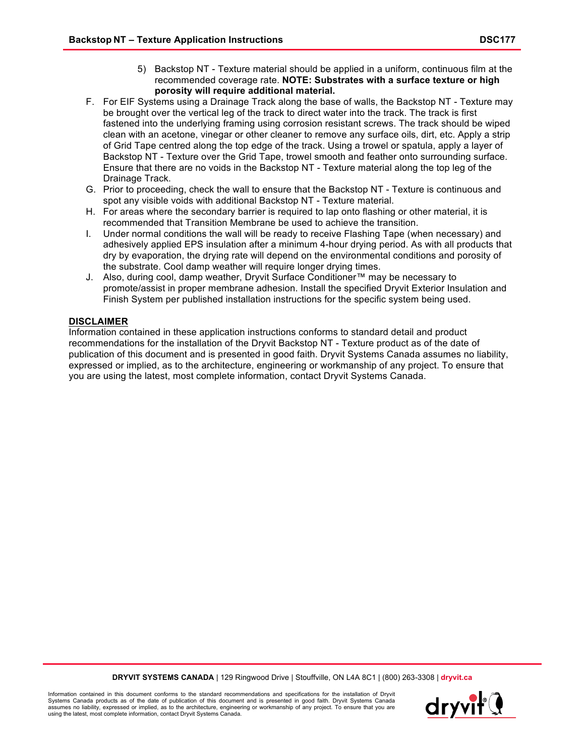5) Backstop NT - Texture material should be applied in a uniform, continuous film at the recommended coverage rate. **NOTE: Substrates with a surface texture or high porosity will require additional material.**

F. For EIF Systems using a Drainage Track along the base of walls, the Backstop NT - Texture may be brought over the vertical leg of the track to direct water into the track. The track is first fastened into the underlying framing using corrosion resistant screws. The track should be wiped clean with an acetone, vinegar or other cleaner to remove any surface oils, dirt, etc. Apply a strip of Grid Tape centred along the top edge of the track. Using a trowel or spatula, apply a layer of Backstop NT - Texture over the Grid Tape, trowel smooth and feather onto surrounding surface. Ensure that there are no voids in the Backstop NT - Texture material along the top leg of the Drainage Track.

G. Prior to proceeding, check the wall to ensure that the Backstop NT - Texture is continuous and spot any visible voids with additional Backstop NT - Texture material.

H. For areas where the secondary barrier is required to lap onto flashing or other material, it is recommended that Transition Membrane be used to achieve the transition.

I. Under normal conditions the wall will be ready to receive Flashing Tape (when necessary) and adhesively applied EPS insulation after a minimum 4-hour drying period. As with all products that dry by evaporation, the drying rate will depend on the environmental conditions and porosity of the substrate. Cool damp weather will require longer drying times.

J. Also, during cool, damp weather, Dryvit Surface Conditioner™ may be necessary to promote/assist in proper membrane adhesion. Install the specified Dryvit Exterior Insulation and Finish System per published installation instructions for the specific system being used.

**DISCLAIMER**

Information contained in these application instructions conforms to standard detail and product recommendations for the installation of the Dryvit Backstop NT - Texture product as of the date of publication of this document and is presented in good faith. Dryvit Systems Canada assumes no liability, expressed or implied, as to the architecture, engineering or workmanship of any project. To ensure that you are using the latest, most complete information, contact Dryvit Systems Canada.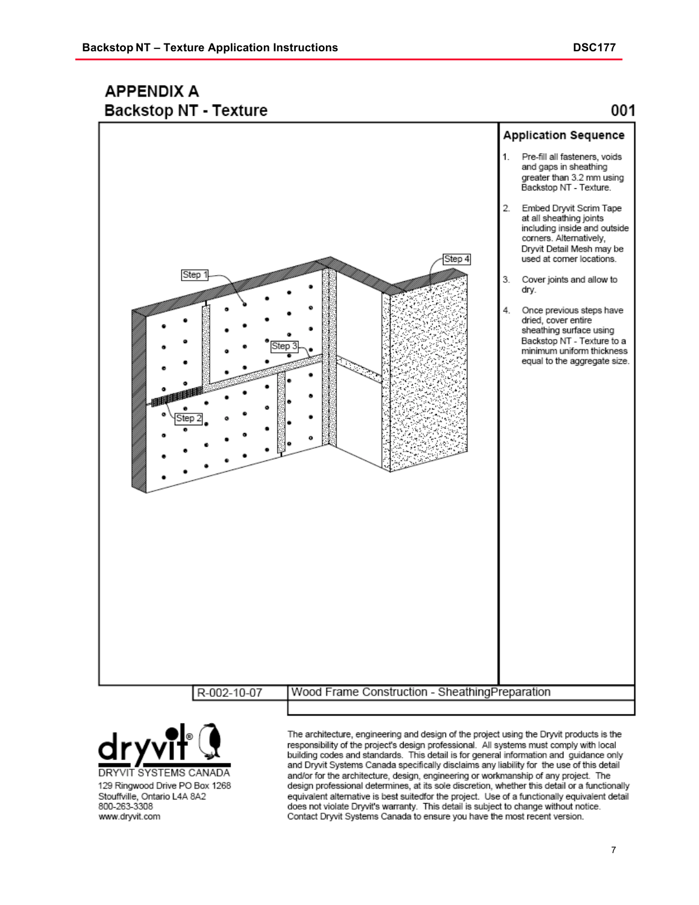## APPENDIX A

### Backstop NT - Texture

001

Step 1

Step 2

Step 3

Step 4

**Application Sequence**

1. Pre-fill all fasteners, voids and gaps in sheathing greater than 3.2 mm using Backstop NT - Texture.

2. Embed Dryvit Scrim Tape at all sheathing joints including inside and outside corners. Alternatively, Dryvit Detail Mesh may be used at corner locations.

3. Cover joints and allow to dry.

4. Once previous steps have dried, cover entire sheathing surface using Backstop NT - Texture to a minimum uniform thickness equal to the aggregate size.

| R-002-10-07 | Wood Frame Construction - SheathingPreparation |
|---|---|

DRYVIT SYSTEMS CANADA
129 Ringwood Drive PO Box 1268
Stouffville, Ontario L4A 8A2
800-263-3308
www.dryvit.com

The architecture, engineering and design of the project using the Dryvit products is the responsibility of the project's design professional. All systems must comply with local building codes and standards. This detail is for general information and guidance only and Dryvit Systems Canada specifically disclaims any liability for the use of this detail and/or for the architecture, design, engineering or workmanship of any project. The design professional determines, at its sole discretion, whether this detail or a functionally equivalent alternative is best suitedfor the project. Use of a functionally equivalent detail does not violate Dryvit's warranty. This detail is subject to change without notice. Contact Dryvit Systems Canada to ensure you have the most recent version.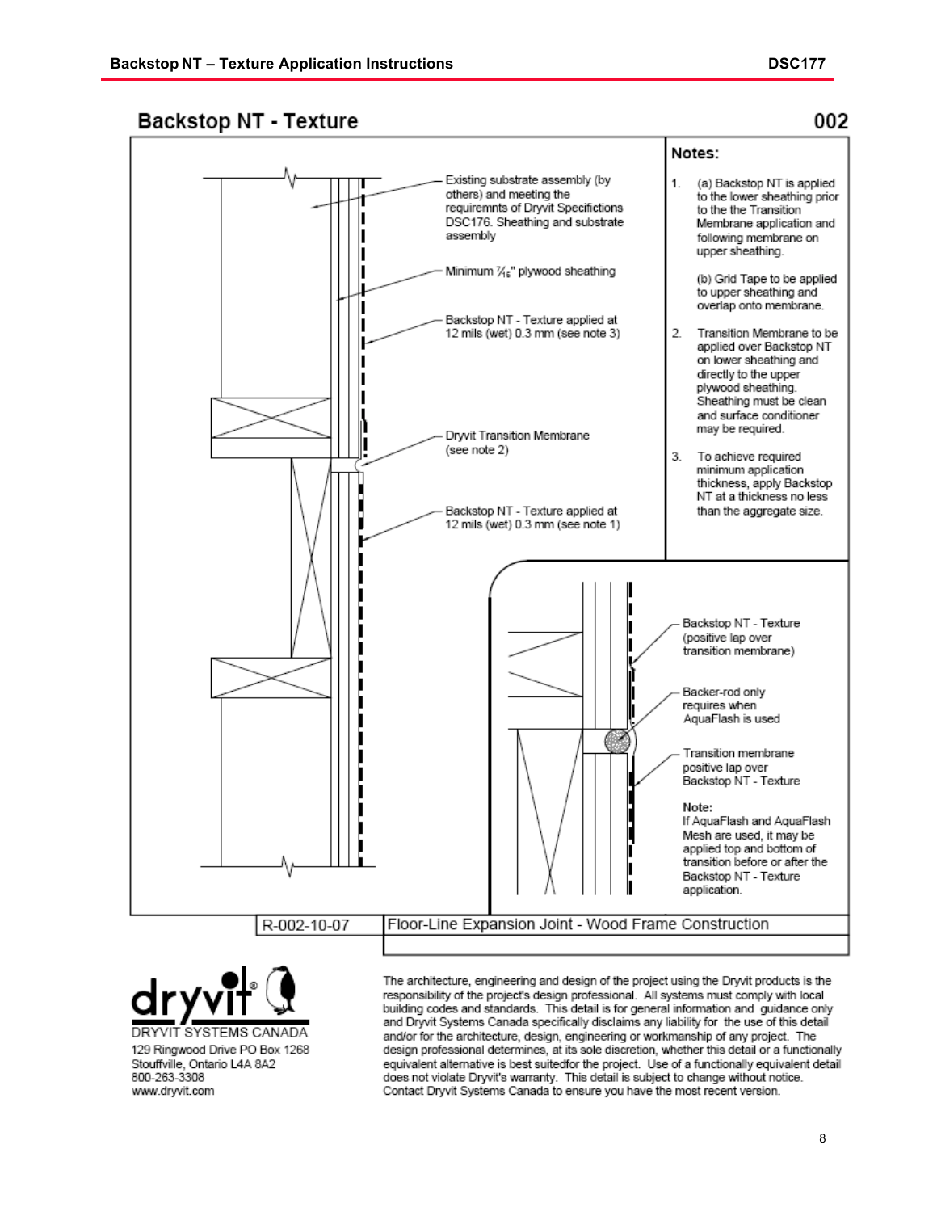## Backstop NT - Texture

002

Existing substrate assembly (by others) and meeting the requiremnts of Dryvit Specifictions DSC176. Sheathing and substrate assembly

Minimum 7/16" plywood sheathing

Backstop NT - Texture applied at 12 mils (wet) 0.3 mm (see note 3)

Dryvit Transition Membrane (see note 2)

Backstop NT - Texture applied at 12 mils (wet) 0.3 mm (see note 1)

**Notes:**

1. (a) Backstop NT is applied to the lower sheathing prior to the the Transition Membrane application and following membrane on upper sheathing.

   (b) Grid Tape to be applied to upper sheathing and overlap onto membrane.

2. Transition Membrane to be applied over Backstop NT on lower sheathing and directly to the upper plywood sheathing. Sheathing must be clean and surface conditioner may be required.

3. To achieve required minimum application thickness, apply Backstop NT at a thickness no less than the aggregate size.

Backstop NT - Texture (positive lap over transition membrane)

Backer-rod only requires when AquaFlash is used

Transition membrane positive lap over Backstop NT - Texture

**Note:**
If AquaFlash and AquaFlash Mesh are used, it may be applied top and bottom of transition before or after the Backstop NT - Texture application.

R-002-10-07 | Floor-Line Expansion Joint - Wood Frame Construction

DRYVIT SYSTEMS CANADA
129 Ringwood Drive PO Box 1268
Stouffville, Ontario L4A 8A2
800-263-3308
www.dryvit.com

The architecture, engineering and design of the project using the Dryvit products is the responsibility of the project's design professional. All systems must comply with local building codes and standards. This detail is for general information and guidance only and Dryvit Systems Canada specifically disclaims any liability for the use of this detail and/or for the architecture, design, engineering or workmanship of any project. The design professional determines, at its sole discretion, whether this detail or a functionally equivalent alternative is best suitedfor the project. Use of a functionally equivalent detail does not violate Dryvit's warranty. This detail is subject to change without notice. Contact Dryvit Systems Canada to ensure you have the most recent version.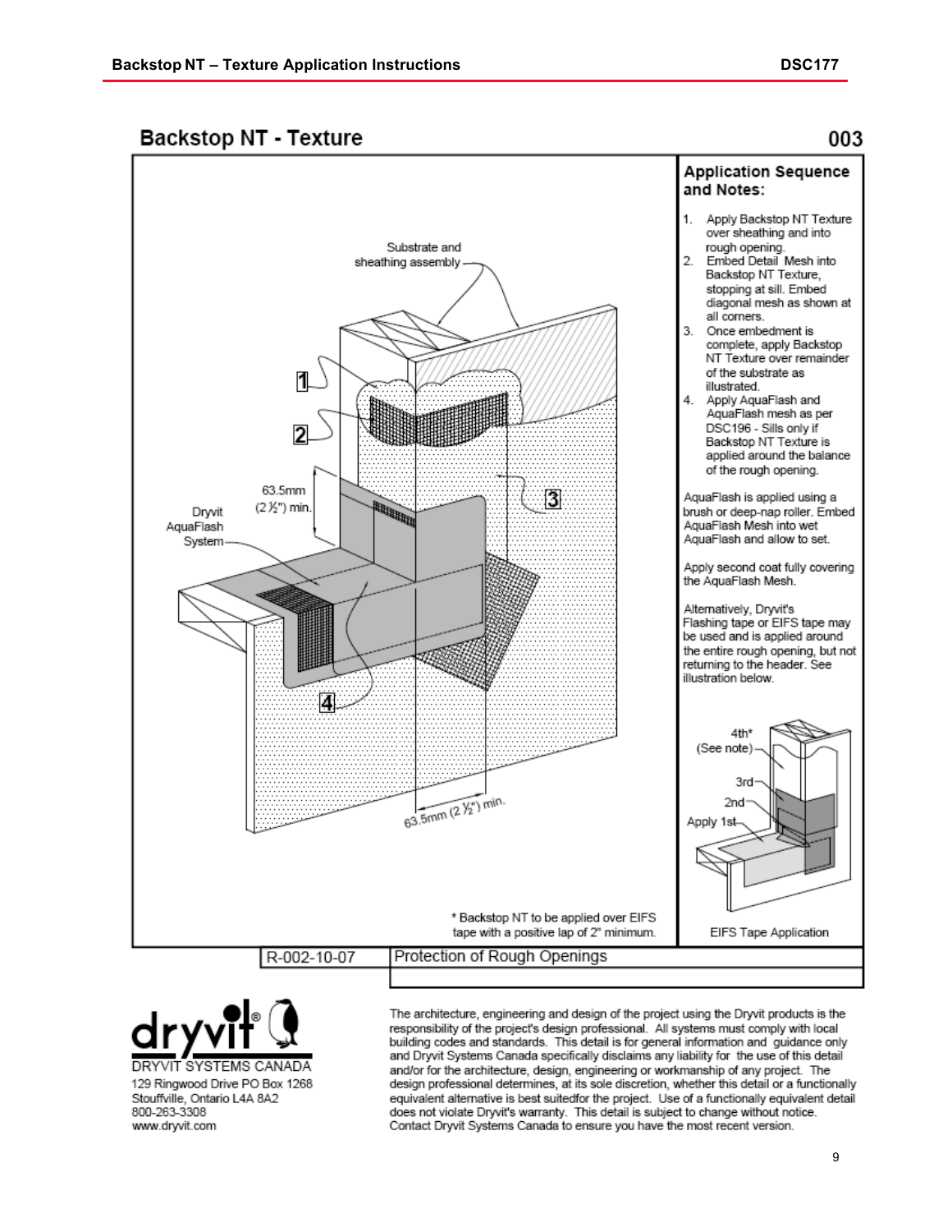## Backstop NT - Texture

003

Substrate and sheathing assembly

1

2

3

4

63.5mm (2 ½") min.

Dryvit AquaFlash System

63.5mm (2 ½") min.

\* Backstop NT to be applied over EIFS tape with a positive lap of 2" minimum.

### Application Sequence and Notes:

1. Apply Backstop NT Texture over sheathing and into rough opening.
2. Embed Detail Mesh into Backstop NT Texture, stopping at sill. Embed diagonal mesh as shown at all corners.
3. Once embedment is complete, apply Backstop NT Texture over remainder of the substrate as illustrated.
4. Apply AquaFlash and AquaFlash mesh as per DSC196 - Sills only if Backstop NT Texture is applied around the balance of the rough opening.

AquaFlash is applied using a brush or deep-nap roller. Embed AquaFlash Mesh into wet AquaFlash and allow to set.

Apply second coat fully covering the AquaFlash Mesh.

Alternatively, Dryvit's Flashing tape or EIFS tape may be used and is applied around the entire rough opening, but not returning to the header. See illustration below.

4th* (See note)

3rd

2nd

Apply 1st

EIFS Tape Application

R-002-10-07

Protection of Rough Openings

DRYVIT SYSTEMS CANADA
129 Ringwood Drive PO Box 1268
Stouffville, Ontario L4A 8A2
800-263-3308
www.dryvit.com

The architecture, engineering and design of the project using the Dryvit products is the responsibility of the project's design professional. All systems must comply with local building codes and standards. This detail is for general information and guidance only and Dryvit Systems Canada specifically disclaims any liability for the use of this detail and/or for the architecture, design, engineering or workmanship of any project. The design professional determines, at its sole discretion, whether this detail or a functionally equivalent alternative is best suitedfor the project. Use of a functionally equivalent detail does not violate Dryvit's warranty. This detail is subject to change without notice. Contact Dryvit Systems Canada to ensure you have the most recent version.